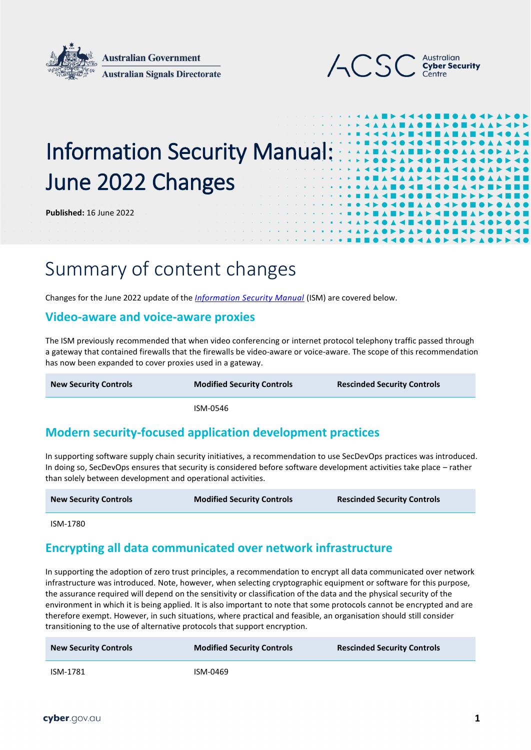Australian Government

Australian Signals Directorate

Australian Cyber Security Centre

# Information Security Manual: June 2022 Changes

**Published:** 16 June 2022

# Summary of content changes

Changes for the June 2022 update of the *Information Security Manual* (ISM) are covered below.

## Video-aware and voice-aware proxies

The ISM previously recommended that when video conferencing or internet protocol telephony traffic passed through a gateway that contained firewalls that the firewalls be video-aware or voice-aware. The scope of this recommendation has now been expanded to cover proxies used in a gateway.

| New Security Controls | Modified Security Controls | Rescinded Security Controls |
|---|---|---|
| | ISM-0546 | |

## Modern security-focused application development practices

In supporting software supply chain security initiatives, a recommendation to use SecDevOps practices was introduced. In doing so, SecDevOps ensures that security is considered before software development activities take place – rather than solely between development and operational activities.

| New Security Controls | Modified Security Controls | Rescinded Security Controls |
|---|---|---|
| ISM-1780 | | |

## Encrypting all data communicated over network infrastructure

In supporting the adoption of zero trust principles, a recommendation to encrypt all data communicated over network infrastructure was introduced. Note, however, when selecting cryptographic equipment or software for this purpose, the assurance required will depend on the sensitivity or classification of the data and the physical security of the environment in which it is being applied. It is also important to note that some protocols cannot be encrypted and are therefore exempt. However, in such situations, where practical and feasible, an organisation should still consider transitioning to the use of alternative protocols that support encryption.

| New Security Controls | Modified Security Controls | Rescinded Security Controls |
|---|---|---|
| ISM-1781 | ISM-0469 | |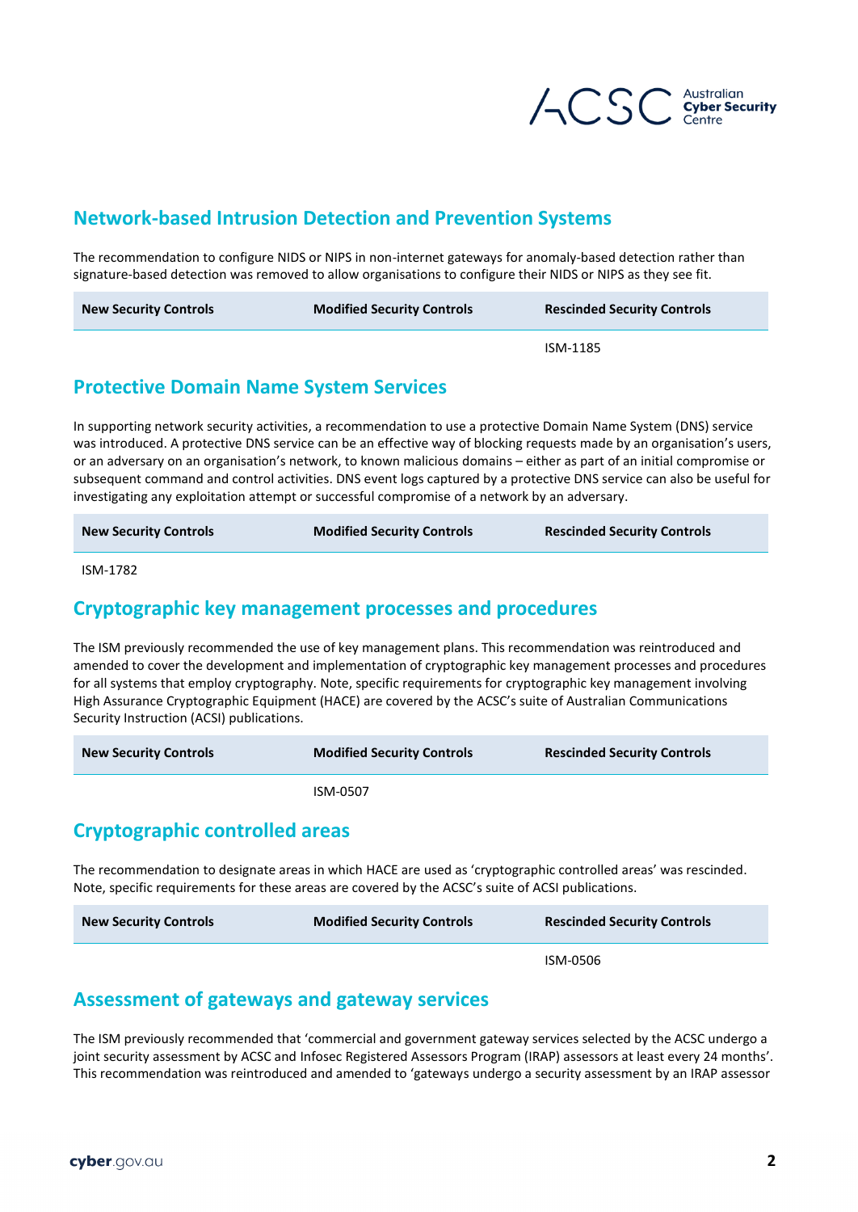## Network-based Intrusion Detection and Prevention Systems

The recommendation to configure NIDS or NIPS in non-internet gateways for anomaly-based detection rather than signature-based detection was removed to allow organisations to configure their NIDS or NIPS as they see fit.

| New Security Controls | Modified Security Controls | Rescinded Security Controls |
| --- | --- | --- |
| | | ISM-1185 |

## Protective Domain Name System Services

In supporting network security activities, a recommendation to use a protective Domain Name System (DNS) service was introduced. A protective DNS service can be an effective way of blocking requests made by an organisation's users, or an adversary on an organisation's network, to known malicious domains – either as part of an initial compromise or subsequent command and control activities. DNS event logs captured by a protective DNS service can also be useful for investigating any exploitation attempt or successful compromise of a network by an adversary.

| New Security Controls | Modified Security Controls | Rescinded Security Controls |
| --- | --- | --- |
| ISM-1782 | | |

## Cryptographic key management processes and procedures

The ISM previously recommended the use of key management plans. This recommendation was reintroduced and amended to cover the development and implementation of cryptographic key management processes and procedures for all systems that employ cryptography. Note, specific requirements for cryptographic key management involving High Assurance Cryptographic Equipment (HACE) are covered by the ACSC's suite of Australian Communications Security Instruction (ACSI) publications.

| New Security Controls | Modified Security Controls | Rescinded Security Controls |
| --- | --- | --- |
| | ISM-0507 | |

## Cryptographic controlled areas

The recommendation to designate areas in which HACE are used as 'cryptographic controlled areas' was rescinded. Note, specific requirements for these areas are covered by the ACSC's suite of ACSI publications.

| New Security Controls | Modified Security Controls | Rescinded Security Controls |
| --- | --- | --- |
| | | ISM-0506 |

## Assessment of gateways and gateway services

The ISM previously recommended that 'commercial and government gateway services selected by the ACSC undergo a joint security assessment by ACSC and Infosec Registered Assessors Program (IRAP) assessors at least every 24 months'. This recommendation was reintroduced and amended to 'gateways undergo a security assessment by an IRAP assessor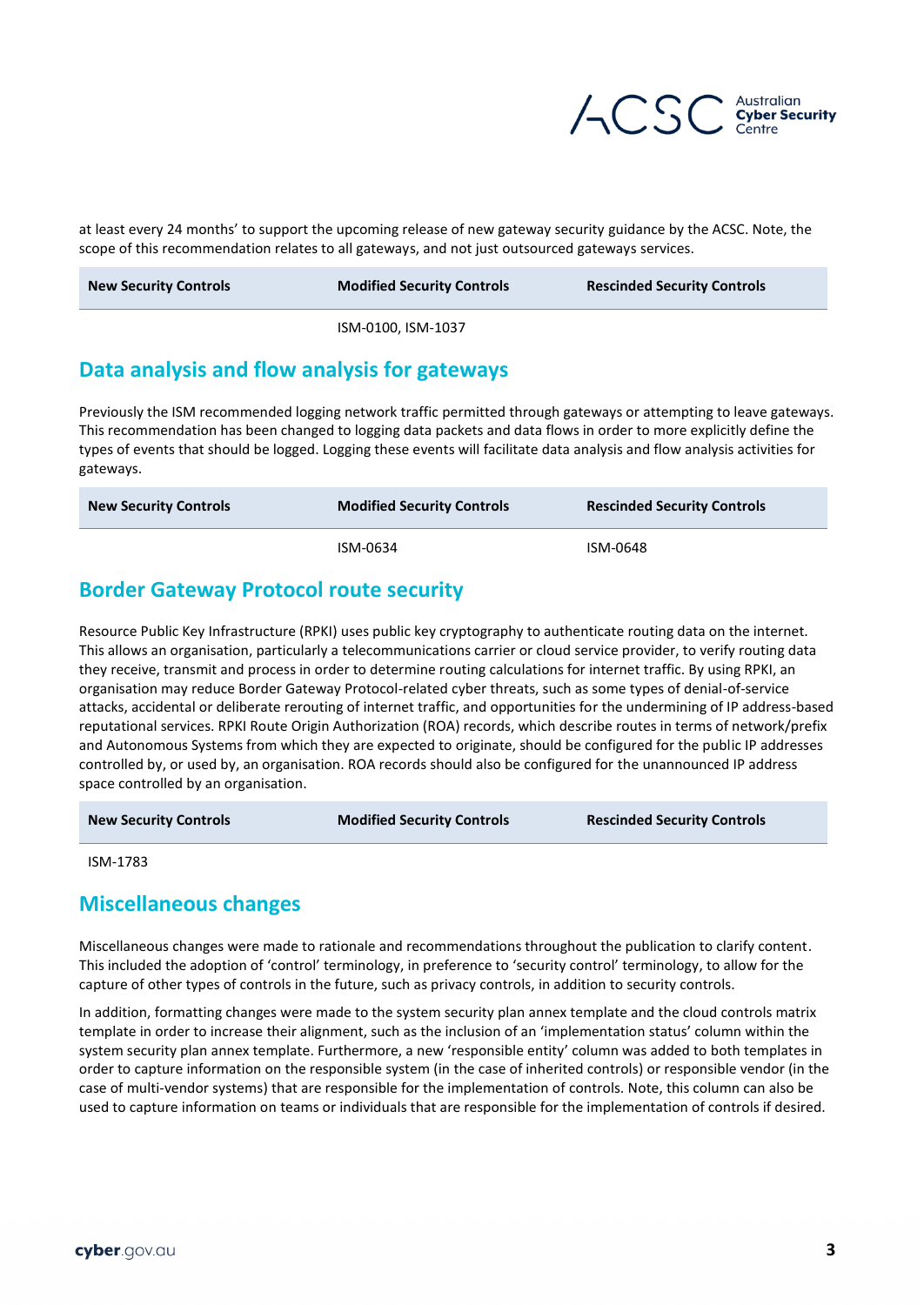at least every 24 months' to support the upcoming release of new gateway security guidance by the ACSC. Note, the scope of this recommendation relates to all gateways, and not just outsourced gateways services.

| New Security Controls | Modified Security Controls | Rescinded Security Controls |
| --- | --- | --- |
| | ISM-0100, ISM-1037 | |

## Data analysis and flow analysis for gateways

Previously the ISM recommended logging network traffic permitted through gateways or attempting to leave gateways. This recommendation has been changed to logging data packets and data flows in order to more explicitly define the types of events that should be logged. Logging these events will facilitate data analysis and flow analysis activities for gateways.

| New Security Controls | Modified Security Controls | Rescinded Security Controls |
| --- | --- | --- |
| | ISM-0634 | ISM-0648 |

## Border Gateway Protocol route security

Resource Public Key Infrastructure (RPKI) uses public key cryptography to authenticate routing data on the internet. This allows an organisation, particularly a telecommunications carrier or cloud service provider, to verify routing data they receive, transmit and process in order to determine routing calculations for internet traffic. By using RPKI, an organisation may reduce Border Gateway Protocol-related cyber threats, such as some types of denial-of-service attacks, accidental or deliberate rerouting of internet traffic, and opportunities for the undermining of IP address-based reputational services. RPKI Route Origin Authorization (ROA) records, which describe routes in terms of network/prefix and Autonomous Systems from which they are expected to originate, should be configured for the public IP addresses controlled by, or used by, an organisation. ROA records should also be configured for the unannounced IP address space controlled by an organisation.

| New Security Controls | Modified Security Controls | Rescinded Security Controls |
| --- | --- | --- |
| ISM-1783 | | |

## Miscellaneous changes

Miscellaneous changes were made to rationale and recommendations throughout the publication to clarify content. This included the adoption of 'control' terminology, in preference to 'security control' terminology, to allow for the capture of other types of controls in the future, such as privacy controls, in addition to security controls.

In addition, formatting changes were made to the system security plan annex template and the cloud controls matrix template in order to increase their alignment, such as the inclusion of an 'implementation status' column within the system security plan annex template. Furthermore, a new 'responsible entity' column was added to both templates in order to capture information on the responsible system (in the case of inherited controls) or responsible vendor (in the case of multi-vendor systems) that are responsible for the implementation of controls. Note, this column can also be used to capture information on teams or individuals that are responsible for the implementation of controls if desired.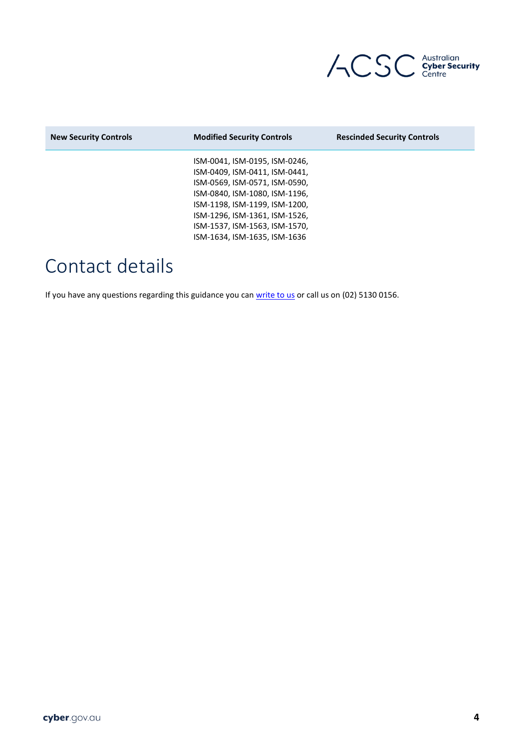| New Security Controls | Modified Security Controls | Rescinded Security Controls |
| --- | --- | --- |
| | ISM-0041, ISM-0195, ISM-0246, ISM-0409, ISM-0411, ISM-0441, ISM-0569, ISM-0571, ISM-0590, ISM-0840, ISM-1080, ISM-1196, ISM-1198, ISM-1199, ISM-1200, ISM-1296, ISM-1361, ISM-1526, ISM-1537, ISM-1563, ISM-1570, ISM-1634, ISM-1635, ISM-1636 | |

# Contact details

If you have any questions regarding this guidance you can write to us or call us on (02) 5130 0156.